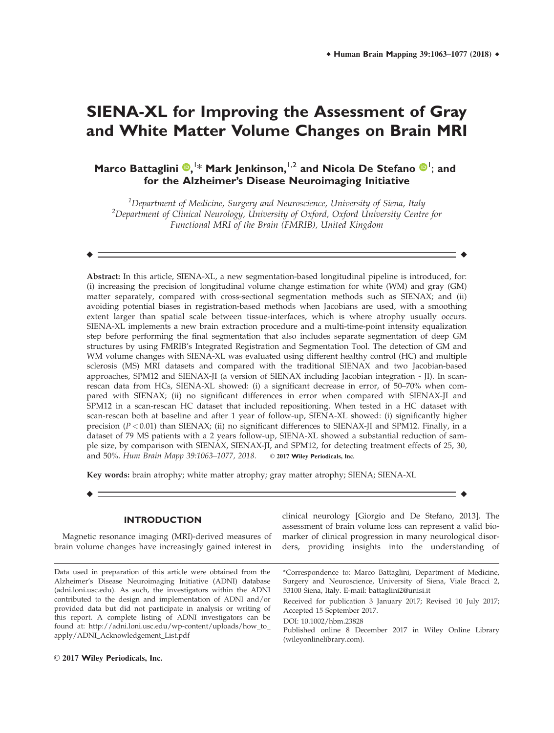# SIENA-XL for Improving the Assessment of Gray and White Matter Volume Changes on Brain MRI

**Marco Battaglini**,[1]* **Mark Jenkinson**,[1,2] **and Nicola De Stefano**[1]; **and for the Alzheimer's Disease Neuroimaging Initiative**

[1]*Department of Medicine, Surgery and Neuroscience, University of Siena, Italy*
[2]*Department of Clinical Neurology, University of Oxford, Oxford University Centre for Functional MRI of the Brain (FMRIB), United Kingdom*

---

**Abstract:** In this article, SIENA-XL, a new segmentation-based longitudinal pipeline is introduced, for: (i) increasing the precision of longitudinal volume change estimation for white (WM) and gray (GM) matter separately, compared with cross-sectional segmentation methods such as SIENAX; and (ii) avoiding potential biases in registration-based methods when Jacobians are used, with a smoothing extent larger than spatial scale between tissue-interfaces, which is where atrophy usually occurs. SIENA-XL implements a new brain extraction procedure and a multi-time-point intensity equalization step before performing the final segmentation that also includes separate segmentation of deep GM structures by using FMRIB's Integrated Registration and Segmentation Tool. The detection of GM and WM volume changes with SIENA-XL was evaluated using different healthy control (HC) and multiple sclerosis (MS) MRI datasets and compared with the traditional SIENAX and two Jacobian-based approaches, SPM12 and SIENAX-JI (a version of SIENAX including Jacobian integration - JI). In scan-rescan data from HCs, SIENA-XL showed: (i) a significant decrease in error, of 50–70% when compared with SIENAX; (ii) no significant differences in error when compared with SIENAX-JI and SPM12 in a scan-rescan HC dataset that included repositioning. When tested in a HC dataset with scan-rescan both at baseline and after 1 year of follow-up, SIENA-XL showed: (i) significantly higher precision ($P < 0.01$) than SIENAX; (ii) no significant differences to SIENAX-JI and SPM12. Finally, in a dataset of 79 MS patients with a 2 years follow-up, SIENA-XL showed a substantial reduction of sample size, by comparison with SIENAX, SIENAX-JI, and SPM12, for detecting treatment effects of 25, 30, and 50%. *Hum Brain Mapp 39:1063–1077, 2018.* © **2017 Wiley Periodicals, Inc.**

**Key words:** brain atrophy; white matter atrophy; gray matter atrophy; SIENA; SIENA-XL

---

## INTRODUCTION

Magnetic resonance imaging (MRI)-derived measures of brain volume changes have increasingly gained interest in clinical neurology [Giorgio and De Stefano, 2013]. The assessment of brain volume loss can represent a valid biomarker of clinical progression in many neurological disorders, providing insights into the understanding of

---

Data used in preparation of this article were obtained from the Alzheimer's Disease Neuroimaging Initiative (ADNI) database (adni.loni.usc.edu). As such, the investigators within the ADNI contributed to the design and implementation of ADNI and/or provided data but did not participate in analysis or writing of this report. A complete listing of ADNI investigators can be found at: http://adni.loni.usc.edu/wp-content/uploads/how_to_apply/ADNI_Acknowledgement_List.pdf

*Correspondence to: Marco Battaglini, Department of Medicine, Surgery and Neuroscience, University of Siena, Viale Bracci 2, 53100 Siena, Italy. E-mail: battaglini2@unisi.it

Received for publication 3 January 2017; Revised 10 July 2017; Accepted 15 September 2017.

DOI: 10.1002/hbm.23828

Published online 8 December 2017 in Wiley Online Library (wileyonlinelibrary.com).

© 2017 Wiley Periodicals, Inc.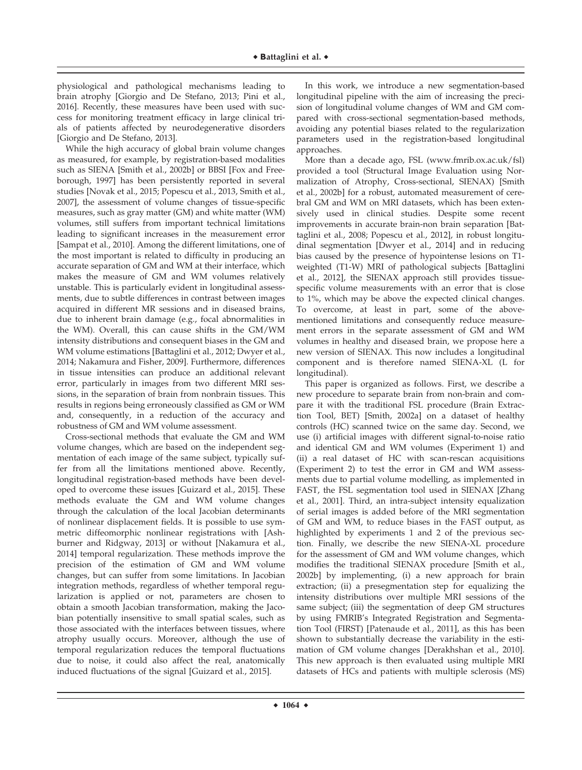physiological and pathological mechanisms leading to brain atrophy [Giorgio and De Stefano, 2013; Pini et al., 2016]. Recently, these measures have been used with success for monitoring treatment efficacy in large clinical trials of patients affected by neurodegenerative disorders [Giorgio and De Stefano, 2013].

While the high accuracy of global brain volume changes as measured, for example, by registration-based modalities such as SIENA [Smith et al., 2002b] or BBSI [Fox and Freeborough, 1997] has been persistently reported in several studies [Novak et al., 2015; Popescu et al., 2013, Smith et al., 2007], the assessment of volume changes of tissue-specific measures, such as gray matter (GM) and white matter (WM) volumes, still suffers from important technical limitations leading to significant increases in the measurement error [Sampat et al., 2010]. Among the different limitations, one of the most important is related to difficulty in producing an accurate separation of GM and WM at their interface, which makes the measure of GM and WM volumes relatively unstable. This is particularly evident in longitudinal assessments, due to subtle differences in contrast between images acquired in different MR sessions and in diseased brains, due to inherent brain damage (e.g., focal abnormalities in the WM). Overall, this can cause shifts in the GM/WM intensity distributions and consequent biases in the GM and WM volume estimations [Battaglini et al., 2012; Dwyer et al., 2014; Nakamura and Fisher, 2009]. Furthermore, differences in tissue intensities can produce an additional relevant error, particularly in images from two different MRI sessions, in the separation of brain from nonbrain tissues. This results in regions being erroneously classified as GM or WM and, consequently, in a reduction of the accuracy and robustness of GM and WM volume assessment.

Cross-sectional methods that evaluate the GM and WM volume changes, which are based on the independent segmentation of each image of the same subject, typically suffer from all the limitations mentioned above. Recently, longitudinal registration-based methods have been developed to overcome these issues [Guizard et al., 2015]. These methods evaluate the GM and WM volume changes through the calculation of the local Jacobian determinants of nonlinear displacement fields. It is possible to use symmetric diffeomorphic nonlinear registrations with [Ashburner and Ridgway, 2013] or without [Nakamura et al., 2014] temporal regularization. These methods improve the precision of the estimation of GM and WM volume changes, but can suffer from some limitations. In Jacobian integration methods, regardless of whether temporal regularization is applied or not, parameters are chosen to obtain a smooth Jacobian transformation, making the Jacobian potentially insensitive to small spatial scales, such as those associated with the interfaces between tissues, where atrophy usually occurs. Moreover, although the use of temporal regularization reduces the temporal fluctuations due to noise, it could also affect the real, anatomically induced fluctuations of the signal [Guizard et al., 2015].

In this work, we introduce a new segmentation-based longitudinal pipeline with the aim of increasing the precision of longitudinal volume changes of WM and GM compared with cross-sectional segmentation-based methods, avoiding any potential biases related to the regularization parameters used in the registration-based longitudinal approaches.

More than a decade ago, FSL (www.fmrib.ox.ac.uk/fsl) provided a tool (Structural Image Evaluation using Normalization of Atrophy, Cross-sectional, SIENAX) [Smith et al., 2002b] for a robust, automated measurement of cerebral GM and WM on MRI datasets, which has been extensively used in clinical studies. Despite some recent improvements in accurate brain-non brain separation [Battaglini et al., 2008; Popescu et al., 2012], in robust longitudinal segmentation [Dwyer et al., 2014] and in reducing bias caused by the presence of hypointense lesions on T1-weighted (T1-W) MRI of pathological subjects [Battaglini et al., 2012], the SIENAX approach still provides tissue-specific volume measurements with an error that is close to 1%, which may be above the expected clinical changes. To overcome, at least in part, some of the above-mentioned limitations and consequently reduce measurement errors in the separate assessment of GM and WM volumes in healthy and diseased brain, we propose here a new version of SIENAX. This now includes a longitudinal component and is therefore named SIENA-XL (L for longitudinal).

This paper is organized as follows. First, we describe a new procedure to separate brain from non-brain and compare it with the traditional FSL procedure (Brain Extraction Tool, BET) [Smith, 2002a] on a dataset of healthy controls (HC) scanned twice on the same day. Second, we use (i) artificial images with different signal-to-noise ratio and identical GM and WM volumes (Experiment 1) and (ii) a real dataset of HC with scan-rescan acquisitions (Experiment 2) to test the error in GM and WM assessments due to partial volume modelling, as implemented in FAST, the FSL segmentation tool used in SIENAX [Zhang et al., 2001]. Third, an intra-subject intensity equalization of serial images is added before of the MRI segmentation of GM and WM, to reduce biases in the FAST output, as highlighted by experiments 1 and 2 of the previous section. Finally, we describe the new SIENA-XL procedure for the assessment of GM and WM volume changes, which modifies the traditional SIENAX procedure [Smith et al., 2002b] by implementing, (i) a new approach for brain extraction; (ii) a presegmentation step for equalizing the intensity distributions over multiple MRI sessions of the same subject; (iii) the segmentation of deep GM structures by using FMRIB's Integrated Registration and Segmentation Tool (FIRST) [Patenaude et al., 2011], as this has been shown to substantially decrease the variability in the estimation of GM volume changes [Derakhshan et al., 2010]. This new approach is then evaluated using multiple MRI datasets of HCs and patients with multiple sclerosis (MS)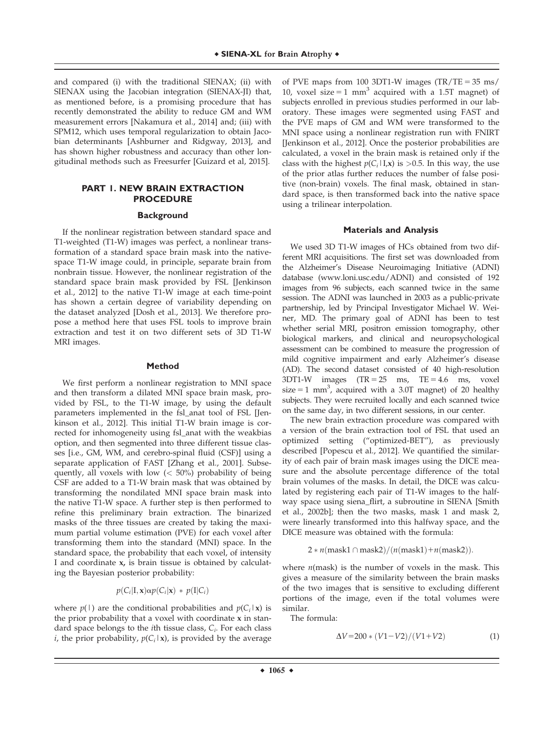and compared (i) with the traditional SIENAX; (ii) with SIENAX using the Jacobian integration (SIENAX-JI) that, as mentioned before, is a promising procedure that has recently demonstrated the ability to reduce GM and WM measurement errors [Nakamura et al., 2014] and; (iii) with SPM12, which uses temporal regularization to obtain Jacobian determinants [Ashburner and Ridgway, 2013], and has shown higher robustness and accuracy than other longitudinal methods such as Freesurfer [Guizard et al, 2015].

## PART 1. NEW BRAIN EXTRACTION PROCEDURE

### Background

If the nonlinear registration between standard space and T1-weighted (T1-W) images was perfect, a nonlinear transformation of a standard space brain mask into the native-space T1-W image could, in principle, separate brain from nonbrain tissue. However, the nonlinear registration of the standard space brain mask provided by FSL [Jenkinson et al., 2012] to the native T1-W image at each time-point has shown a certain degree of variability depending on the dataset analyzed [Dosh et al., 2013]. We therefore propose a method here that uses FSL tools to improve brain extraction and test it on two different sets of 3D T1-W MRI images.

### Method

We first perform a nonlinear registration to MNI space and then transform a dilated MNI space brain mask, provided by FSL, to the T1-W image, by using the default parameters implemented in the fsl_anat tool of FSL [Jenkinson et al., 2012]. This initial T1-W brain image is corrected for inhomogeneity using fsl_anat with the weakbias option, and then segmented into three different tissue classes [i.e., GM, WM, and cerebro-spinal fluid (CSF)] using a separate application of FAST [Zhang et al., 2001]. Subsequently, all voxels with low ($<$ 50%) probability of being CSF are added to a T1-W brain mask that was obtained by transforming the nondilated MNI space brain mask into the native T1-W space. A further step is then performed to refine this preliminary brain extraction. The binarized masks of the three tissues are created by taking the maximum partial volume estimation (PVE) for each voxel after transforming them into the standard (MNI) space. In the standard space, the probability that each voxel, of intensity I and coordinate **x**, is brain tissue is obtained by calculating the Bayesian posterior probability:

$$p(C_i|\mathrm{I},\mathbf{x})\alpha p(C_i|\mathbf{x}) * p(\mathrm{I}|C_i)$$

where $p(|)$ are the conditional probabilities and $p(C_i|\mathbf{x})$ is the prior probability that a voxel with coordinate **x** in standard space belongs to the *i*th tissue class, $C_i$. For each class *i*, the prior probability, $p(C_i|\mathbf{x})$, is provided by the average of PVE maps from 100 3DT1-W images (TR/TE = 35 ms/10, voxel size = 1 mm$^3$ acquired with a 1.5T magnet) of subjects enrolled in previous studies performed in our laboratory. These images were segmented using FAST and the PVE maps of GM and WM were transformed to the MNI space using a nonlinear registration run with FNIRT [Jenkinson et al., 2012]. Once the posterior probabilities are calculated, a voxel in the brain mask is retained only if the class with the highest $p(C_i|\mathrm{I},\mathbf{x})$ is $>$0.5. In this way, the use of the prior atlas further reduces the number of false positive (non-brain) voxels. The final mask, obtained in standard space, is then transformed back into the native space using a trilinear interpolation.

### Materials and Analysis

We used 3D T1-W images of HCs obtained from two different MRI acquisitions. The first set was downloaded from the Alzheimer's Disease Neuroimaging Initiative (ADNI) database (www.loni.usc.edu/ADNI) and consisted of 192 images from 96 subjects, each scanned twice in the same session. The ADNI was launched in 2003 as a public-private partnership, led by Principal Investigator Michael W. Weiner, MD. The primary goal of ADNI has been to test whether serial MRI, positron emission tomography, other biological markers, and clinical and neuropsychological assessment can be combined to measure the progression of mild cognitive impairment and early Alzheimer's disease (AD). The second dataset consisted of 40 high-resolution 3DT1-W images (TR = 25 ms, TE = 4.6 ms, voxel size = 1 mm$^3$, acquired with a 3.0T magnet) of 20 healthy subjects. They were recruited locally and each scanned twice on the same day, in two different sessions, in our center.

The new brain extraction procedure was compared with a version of the brain extraction tool of FSL that used an optimized setting ("optimized-BET"), as previously described [Popescu et al., 2012]. We quantified the similarity of each pair of brain mask images using the DICE measure and the absolute percentage difference of the total brain volumes of the masks. In detail, the DICE was calculated by registering each pair of T1-W images to the halfway space using siena_flirt, a subroutine in SIENA [Smith et al., 2002b]; then the two masks, mask 1 and mask 2, were linearly transformed into this halfway space, and the DICE measure was obtained with the formula:

$$2 * n(\mathrm{mask1} \cap \mathrm{mask2})/(n(\mathrm{mask1})+n(\mathrm{mask2})).$$

where $n$(mask) is the number of voxels in the mask. This gives a measure of the similarity between the brain masks of the two images that is sensitive to excluding different portions of the image, even if the total volumes were similar.

The formula:

$$\Delta V = 200 * (V1 - V2)/(V1 + V2) \tag{1}$$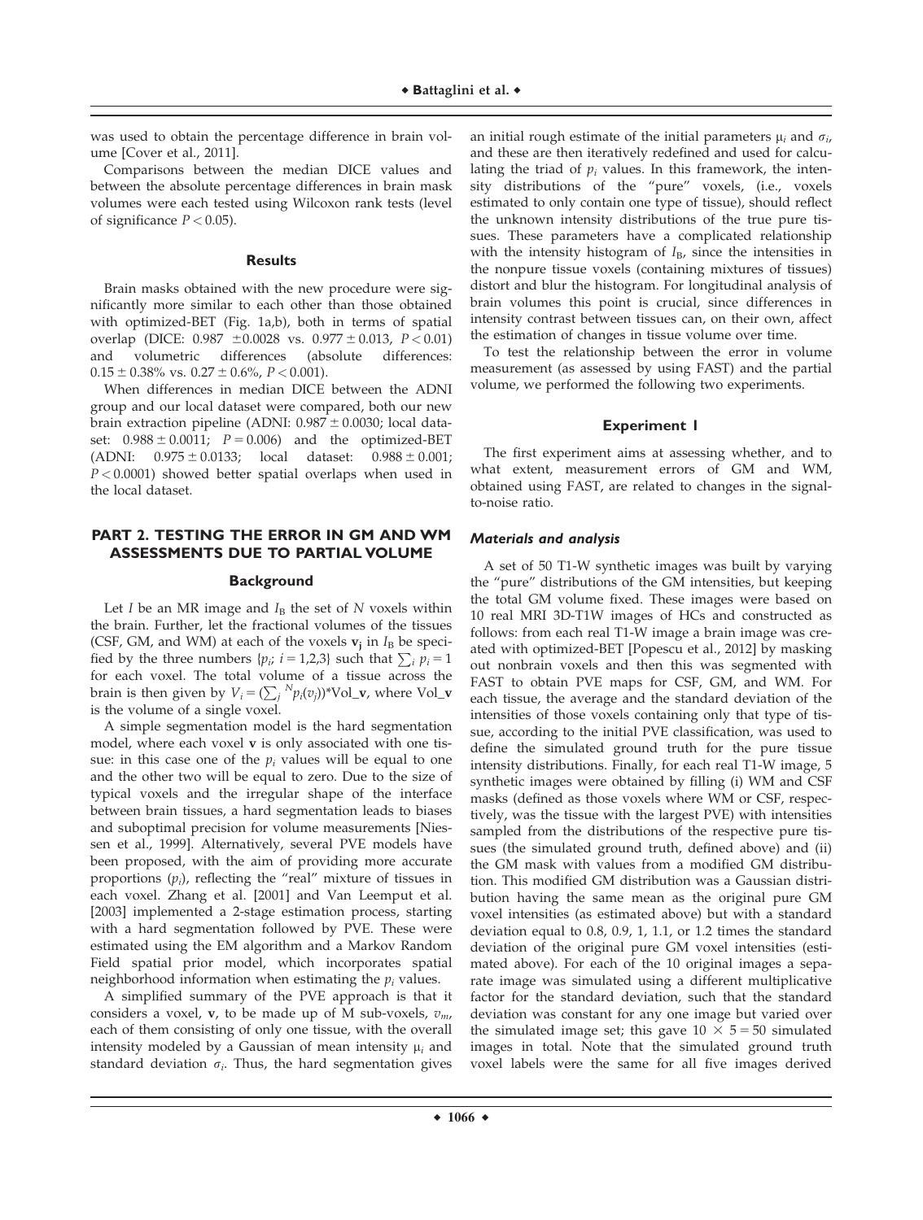was used to obtain the percentage difference in brain volume [Cover et al., 2011].

Comparisons between the median DICE values and between the absolute percentage differences in brain mask volumes were each tested using Wilcoxon rank tests (level of significance $P < 0.05$).

### Results

Brain masks obtained with the new procedure were significantly more similar to each other than those obtained with optimized-BET (Fig. 1a,b), both in terms of spatial overlap (DICE: 0.987 $\pm$0.0028 vs. 0.977 $\pm$ 0.013, $P < 0.01$) and volumetric differences (absolute differences: 0.15 $\pm$ 0.38% vs. 0.27 $\pm$ 0.6%, $P < 0.001$).

When differences in median DICE between the ADNI group and our local dataset were compared, both our new brain extraction pipeline (ADNI: 0.987 $\pm$ 0.0030; local dataset: 0.988 $\pm$ 0.0011; $P = 0.006$) and the optimized-BET (ADNI: 0.975 $\pm$ 0.0133; local dataset: 0.988 $\pm$ 0.001; $P < 0.0001$) showed better spatial overlaps when used in the local dataset.

## PART 2. TESTING THE ERROR IN GM AND WM ASSESSMENTS DUE TO PARTIAL VOLUME

### Background

Let $I$ be an MR image and $I_B$ the set of $N$ voxels within the brain. Further, let the fractional volumes of the tissues (CSF, GM, and WM) at each of the voxels $\mathbf{v_j}$ in $I_B$ be specified by the three numbers $\{p_i;\ i = 1,2,3\}$ such that $\sum_i p_i = 1$ for each voxel. The total volume of a tissue across the brain is then given by $V_i = (\sum_j {}^N p_i(v_j))$*Vol_**v**, where Vol_**v** is the volume of a single voxel.

A simple segmentation model is the hard segmentation model, where each voxel **v** is only associated with one tissue: in this case one of the $p_i$ values will be equal to one and the other two will be equal to zero. Due to the size of typical voxels and the irregular shape of the interface between brain tissues, a hard segmentation leads to biases and suboptimal precision for volume measurements [Niessen et al., 1999]. Alternatively, several PVE models have been proposed, with the aim of providing more accurate proportions ($p_i$), reflecting the "real" mixture of tissues in each voxel. Zhang et al. [2001] and Van Leemput et al. [2003] implemented a 2-stage estimation process, starting with a hard segmentation followed by PVE. These were estimated using the EM algorithm and a Markov Random Field spatial prior model, which incorporates spatial neighborhood information when estimating the $p_i$ values.

A simplified summary of the PVE approach is that it considers a voxel, **v**, to be made up of M sub-voxels, $v_m$, each of them consisting of only one tissue, with the overall intensity modeled by a Gaussian of mean intensity $\mu_i$ and standard deviation $\sigma_i$. Thus, the hard segmentation gives an initial rough estimate of the initial parameters $\mu_i$ and $\sigma_i$, and these are then iteratively redefined and used for calculating the triad of $p_i$ values. In this framework, the intensity distributions of the "pure" voxels, (i.e., voxels estimated to only contain one type of tissue), should reflect the unknown intensity distributions of the true pure tissues. These parameters have a complicated relationship with the intensity histogram of $I_B$, since the intensities in the nonpure tissue voxels (containing mixtures of tissues) distort and blur the histogram. For longitudinal analysis of brain volumes this point is crucial, since differences in intensity contrast between tissues can, on their own, affect the estimation of changes in tissue volume over time.

To test the relationship between the error in volume measurement (as assessed by using FAST) and the partial volume, we performed the following two experiments.

### Experiment 1

The first experiment aims at assessing whether, and to what extent, measurement errors of GM and WM, obtained using FAST, are related to changes in the signal-to-noise ratio.

#### *Materials and analysis*

A set of 50 T1-W synthetic images was built by varying the "pure" distributions of the GM intensities, but keeping the total GM volume fixed. These images were based on 10 real MRI 3D-T1W images of HCs and constructed as follows: from each real T1-W image a brain image was created with optimized-BET [Popescu et al., 2012] by masking out nonbrain voxels and then this was segmented with FAST to obtain PVE maps for CSF, GM, and WM. For each tissue, the average and the standard deviation of the intensities of those voxels containing only that type of tissue, according to the initial PVE classification, was used to define the simulated ground truth for the pure tissue intensity distributions. Finally, for each real T1-W image, 5 synthetic images were obtained by filling (i) WM and CSF masks (defined as those voxels where WM or CSF, respectively, was the tissue with the largest PVE) with intensities sampled from the distributions of the respective pure tissues (the simulated ground truth, defined above) and (ii) the GM mask with values from a modified GM distribution. This modified GM distribution was a Gaussian distribution having the same mean as the original pure GM voxel intensities (as estimated above) but with a standard deviation equal to 0.8, 0.9, 1, 1.1, or 1.2 times the standard deviation of the original pure GM voxel intensities (estimated above). For each of the 10 original images a separate image was simulated using a different multiplicative factor for the standard deviation, such that the standard deviation was constant for any one image but varied over the simulated image set; this gave $10 \times 5 = 50$ simulated images in total. Note that the simulated ground truth voxel labels were the same for all five images derived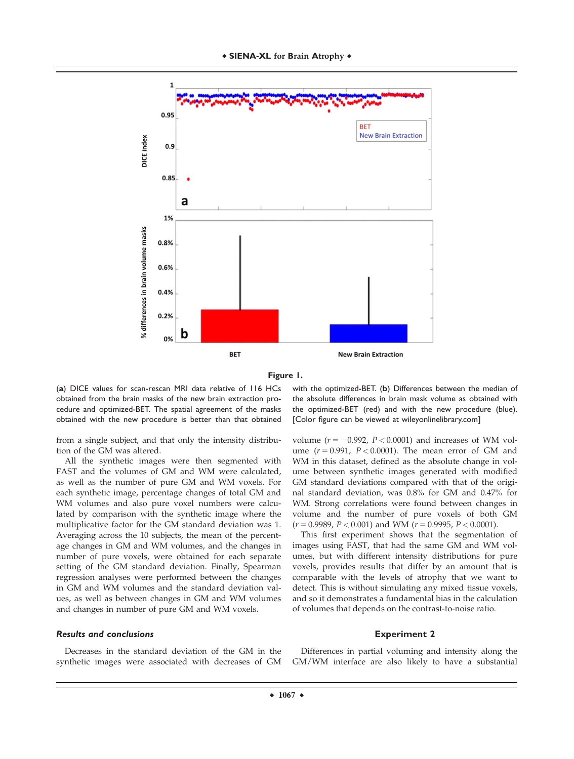**Figure 1.**

(**a**) DICE values for scan-rescan MRI data relative of 116 HCs obtained from the brain masks of the new brain extraction procedure and optimized-BET. The spatial agreement of the masks obtained with the new procedure is better than that obtained with the optimized-BET. (**b**) Differences between the median of the absolute differences in brain mask volume as obtained with the optimized-BET (red) and with the new procedure (blue). [Color figure can be viewed at wileyonlinelibrary.com]

from a single subject, and that only the intensity distribution of the GM was altered.

All the synthetic images were then segmented with FAST and the volumes of GM and WM were calculated, as well as the number of pure GM and WM voxels. For each synthetic image, percentage changes of total GM and WM volumes and also pure voxel numbers were calculated by comparison with the synthetic image where the multiplicative factor for the GM standard deviation was 1. Averaging across the 10 subjects, the mean of the percentage changes in GM and WM volumes, and the changes in number of pure voxels, were obtained for each separate setting of the GM standard deviation. Finally, Spearman regression analyses were performed between the changes in GM and WM volumes and the standard deviation values, as well as between changes in GM and WM volumes and changes in number of pure GM and WM voxels.

### *Results and conclusions*

Decreases in the standard deviation of the GM in the synthetic images were associated with decreases of GM volume ($r = -0.992$, $P < 0.0001$) and increases of WM volume ($r = 0.991$, $P < 0.0001$). The mean error of GM and WM in this dataset, defined as the absolute change in volume between synthetic images generated with modified GM standard deviations compared with that of the original standard deviation, was 0.8% for GM and 0.47% for WM. Strong correlations were found between changes in volume and the number of pure voxels of both GM ($r = 0.9989$, $P < 0.001$) and WM ($r = 0.9995$, $P < 0.0001$).

This first experiment shows that the segmentation of images using FAST, that had the same GM and WM volumes, but with different intensity distributions for pure voxels, provides results that differ by an amount that is comparable with the levels of atrophy that we want to detect. This is without simulating any mixed tissue voxels, and so it demonstrates a fundamental bias in the calculation of volumes that depends on the contrast-to-noise ratio.

## Experiment 2

Differences in partial voluming and intensity along the GM/WM interface are also likely to have a substantial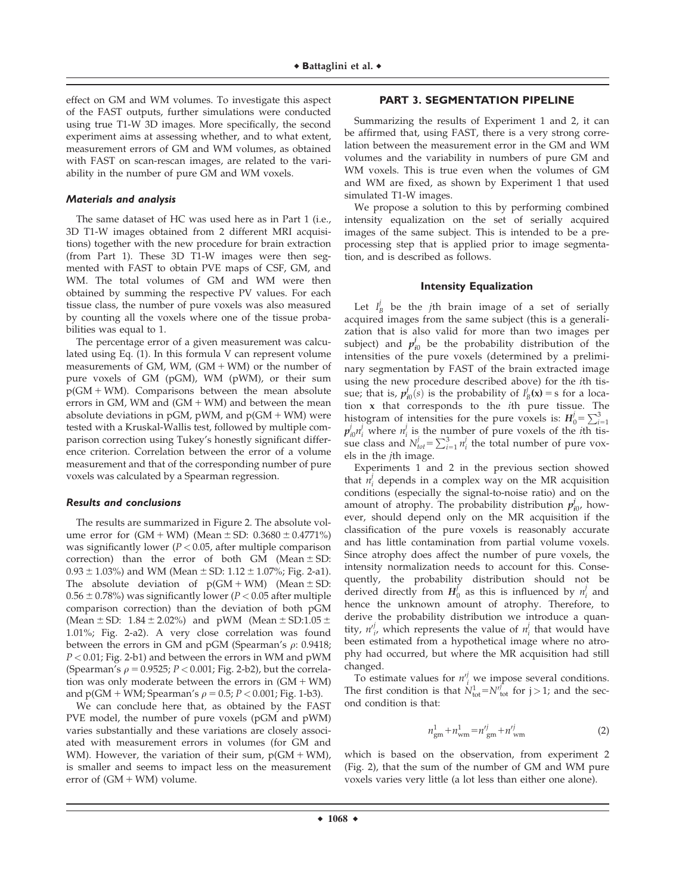effect on GM and WM volumes. To investigate this aspect of the FAST outputs, further simulations were conducted using true T1-W 3D images. More specifically, the second experiment aims at assessing whether, and to what extent, measurement errors of GM and WM volumes, as obtained with FAST on scan-rescan images, are related to the variability in the number of pure GM and WM voxels.

#### *Materials and analysis*

The same dataset of HC was used here as in Part 1 (i.e., 3D T1-W images obtained from 2 different MRI acquisitions) together with the new procedure for brain extraction (from Part 1). These 3D T1-W images were then segmented with FAST to obtain PVE maps of CSF, GM, and WM. The total volumes of GM and WM were then obtained by summing the respective PV values. For each tissue class, the number of pure voxels was also measured by counting all the voxels where one of the tissue probabilities was equal to 1.

The percentage error of a given measurement was calculated using Eq. (1). In this formula V can represent volume measurements of GM, WM, (GM + WM) or the number of pure voxels of GM (pGM), WM (pWM), or their sum p(GM + WM). Comparisons between the mean absolute errors in GM, WM and (GM + WM) and between the mean absolute deviations in pGM, pWM, and p(GM + WM) were tested with a Kruskal-Wallis test, followed by multiple comparison correction using Tukey's honestly significant difference criterion. Correlation between the error of a volume measurement and that of the corresponding number of pure voxels was calculated by a Spearman regression.

#### *Results and conclusions*

The results are summarized in Figure 2. The absolute volume error for (GM + WM) (Mean ± SD: 0.3680 ± 0.4771%) was significantly lower ($P < 0.05$, after multiple comparison correction) than the error of both GM (Mean ± SD: 0.93 ± 1.03%) and WM (Mean ± SD: 1.12 ± 1.07%; Fig. 2-a1). The absolute deviation of p(GM + WM) (Mean ± SD: 0.56 ± 0.78%) was significantly lower ($P < 0.05$ after multiple comparison correction) than the deviation of both pGM (Mean ± SD: 1.84 ± 2.02%) and pWM (Mean ± SD:1.05 ± 1.01%; Fig. 2-a2). A very close correlation was found between the errors in GM and pGM (Spearman's $\rho$: 0.9418; $P < 0.01$; Fig. 2-b1) and between the errors in WM and pWM (Spearman's $\rho = 0.9525$; $P < 0.001$; Fig. 2-b2), but the correlation was only moderate between the errors in (GM + WM) and p(GM + WM; Spearman's $\rho = 0.5$; $P < 0.001$; Fig. 1-b3).

We can conclude here that, as obtained by the FAST PVE model, the number of pure voxels (pGM and pWM) varies substantially and these variations are closely associated with measurement errors in volumes (for GM and WM). However, the variation of their sum, p(GM + WM), is smaller and seems to impact less on the measurement error of (GM + WM) volume.

## PART 3. SEGMENTATION PIPELINE

Summarizing the results of Experiment 1 and 2, it can be affirmed that, using FAST, there is a very strong correlation between the measurement error in the GM and WM volumes and the variability in numbers of pure GM and WM voxels. This is true even when the volumes of GM and WM are fixed, as shown by Experiment 1 that used simulated T1-W images.

We propose a solution to this by performing combined intensity equalization on the set of serially acquired images of the same subject. This is intended to be a preprocessing step that is applied prior to image segmentation, and is described as follows.

### Intensity Equalization

Let $I_B^j$ be the $j$th brain image of a set of serially acquired images from the same subject (this is a generalization that is also valid for more than two images per subject) and $\boldsymbol{p}_{i0}^j$ be the probability distribution of the intensities of the pure voxels (determined by a preliminary segmentation by FAST of the brain extracted image using the new procedure described above) for the $i$th tissue; that is, $\boldsymbol{p}_{i0}^j(s)$ is the probability of $I_B^j(\mathbf{x}) = s$ for a location $\mathbf{x}$ that corresponds to the $i$th pure tissue. The histogram of intensities for the pure voxels is: $\boldsymbol{H}_0^j = \sum_{i=1}^{3} \boldsymbol{p}_{i0}^j n_i^j$ where $n_i^j$ is the number of pure voxels of the $i$th tissue class and $N_{tot}^j = \sum_{i=1}^{3} n_i^j$ the total number of pure voxels in the $j$th image.

Experiments 1 and 2 in the previous section showed that $n_i^j$ depends in a complex way on the MR acquisition conditions (especially the signal-to-noise ratio) and on the amount of atrophy. The probability distribution $\boldsymbol{p}_{i0}^j$, however, should depend only on the MR acquisition if the classification of the pure voxels is reasonably accurate and has little contamination from partial volume voxels. Since atrophy does affect the number of pure voxels, the intensity normalization needs to account for this. Consequently, the probability distribution should not be derived directly from $\boldsymbol{H}_0^j$ as this is influenced by $n_i^j$ and hence the unknown amount of atrophy. Therefore, to derive the probability distribution we introduce a quantity, $n_i'^j$, which represents the value of $n_i^j$ that would have been estimated from a hypothetical image where no atrophy had occurred, but where the MR acquisition had still changed.

To estimate values for $n_i'^j$ we impose several conditions. The first condition is that $N_{\text{tot}}^1 = N_{\text{tot}}'^j$ for $j > 1$; and the second condition is that:

$$n_{\text{gm}}^1 + n_{\text{wm}}^1 = n_{\text{gm}}'^j + n_{\text{wm}}'^j \tag{2}$$

which is based on the observation, from experiment 2 (Fig. 2), that the sum of the number of GM and WM pure voxels varies very little (a lot less than either one alone).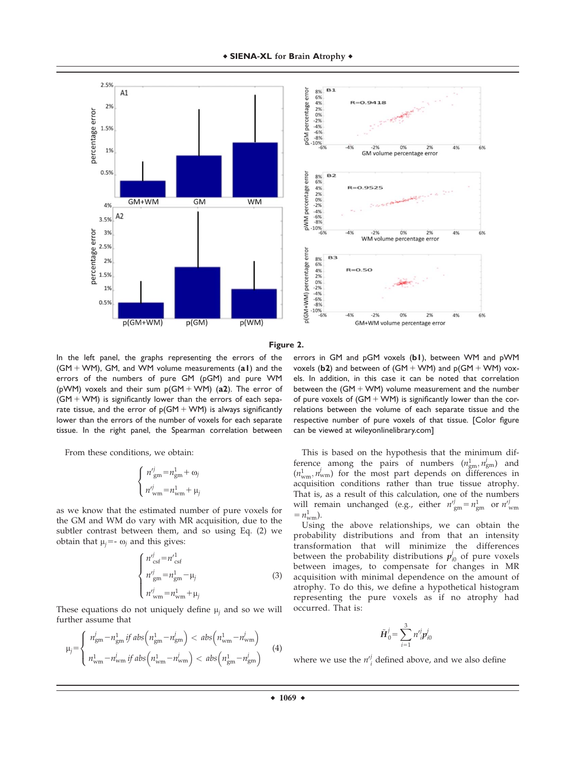**Figure 2.**

In the left panel, the graphs representing the errors of the (GM + WM), GM, and WM volume measurements (**a1**) and the errors of the numbers of pure GM (pGM) and pure WM (pWM) voxels and their sum p(GM + WM) (**a2**). The error of (GM + WM) is significantly lower than the errors of each separate tissue, and the error of p(GM + WM) is always significantly lower than the errors of the number of voxels for each separate tissue. In the right panel, the Spearman correlation between errors in GM and pGM voxels (**b1**), between WM and pWM voxels (**b2**) and between of (GM + WM) and p(GM + WM) voxels. In addition, in this case it can be noted that correlation between the (GM + WM) volume measurement and the number of pure voxels of (GM + WM) is significantly lower than the correlations between the volume of each separate tissue and the respective number of pure voxels of that tissue. [Color figure can be viewed at wileyonlinelibrary.com]

From these conditions, we obtain:

$$\begin{cases} n'^{j}_{\mathrm{gm}} = n^{1}_{\mathrm{gm}} + \omega_j \\ n'^{j}_{\mathrm{wm}} = n^{1}_{\mathrm{wm}} + \mu_j \end{cases}$$

as we know that the estimated number of pure voxels for the GM and WM do vary with MR acquisition, due to the subtler contrast between them, and so using Eq. (2) we obtain that $\mu_j = -\omega_j$ and this gives:

$$\begin{cases} n'^{j}_{\mathrm{csf}} = n'^{1}_{\mathrm{csf}} \\ n'^{j}_{\mathrm{gm}} = n^{1}_{\mathrm{gm}} - \mu_j \\ n'^{j}_{\mathrm{wm}} = n^{1}_{\mathrm{wm}} + \mu_j \end{cases} \tag{3}$$

These equations do not uniquely define $\mu_j$ and so we will further assume that

$$\mu_j = \begin{cases} n^{j}_{\mathrm{gm}} - n^{1}_{\mathrm{gm}} \text{ if } abs\left(n^{1}_{\mathrm{gm}} - n^{j}_{\mathrm{gm}}\right) < abs\left(n^{1}_{\mathrm{wm}} - n^{j}_{\mathrm{wm}}\right) \\ n^{1}_{\mathrm{wm}} - n^{j}_{\mathrm{wm}} \text{ if } abs\left(n^{1}_{\mathrm{wm}} - n^{j}_{\mathrm{wm}}\right) < abs\left(n^{1}_{\mathrm{gm}} - n^{j}_{\mathrm{gm}}\right) \end{cases} \tag{4}$$

This is based on the hypothesis that the minimum difference among the pairs of numbers $(n^{1}_{\mathrm{gm}}, n^{j}_{\mathrm{gm}})$ and $(n^{1}_{\mathrm{wm}}, n^{j}_{\mathrm{wm}})$ for the most part depends on differences in acquisition conditions rather than true tissue atrophy. That is, as a result of this calculation, one of the numbers will remain unchanged (e.g., either $n'^{j}_{\mathrm{gm}} = n^{1}_{\mathrm{gm}}$ or $n'^{j}_{\mathrm{wm}} = n^{1}_{\mathrm{wm}}$).

Using the above relationships, we can obtain the probability distributions and from that an intensity transformation that will minimize the differences between the probability distributions $p^{j}_{i0}$ of pure voxels between images, to compensate for changes in MR acquisition with minimal dependence on the amount of atrophy. To do this, we define a hypothetical histogram representing the pure voxels as if no atrophy had occurred. That is:

$$\bar{H}^{j}_{0} = \sum_{i=1}^{3} n'^{j}_{i} p^{j}_{i0}$$

where we use the $n'^{j}_{i}$ defined above, and we also define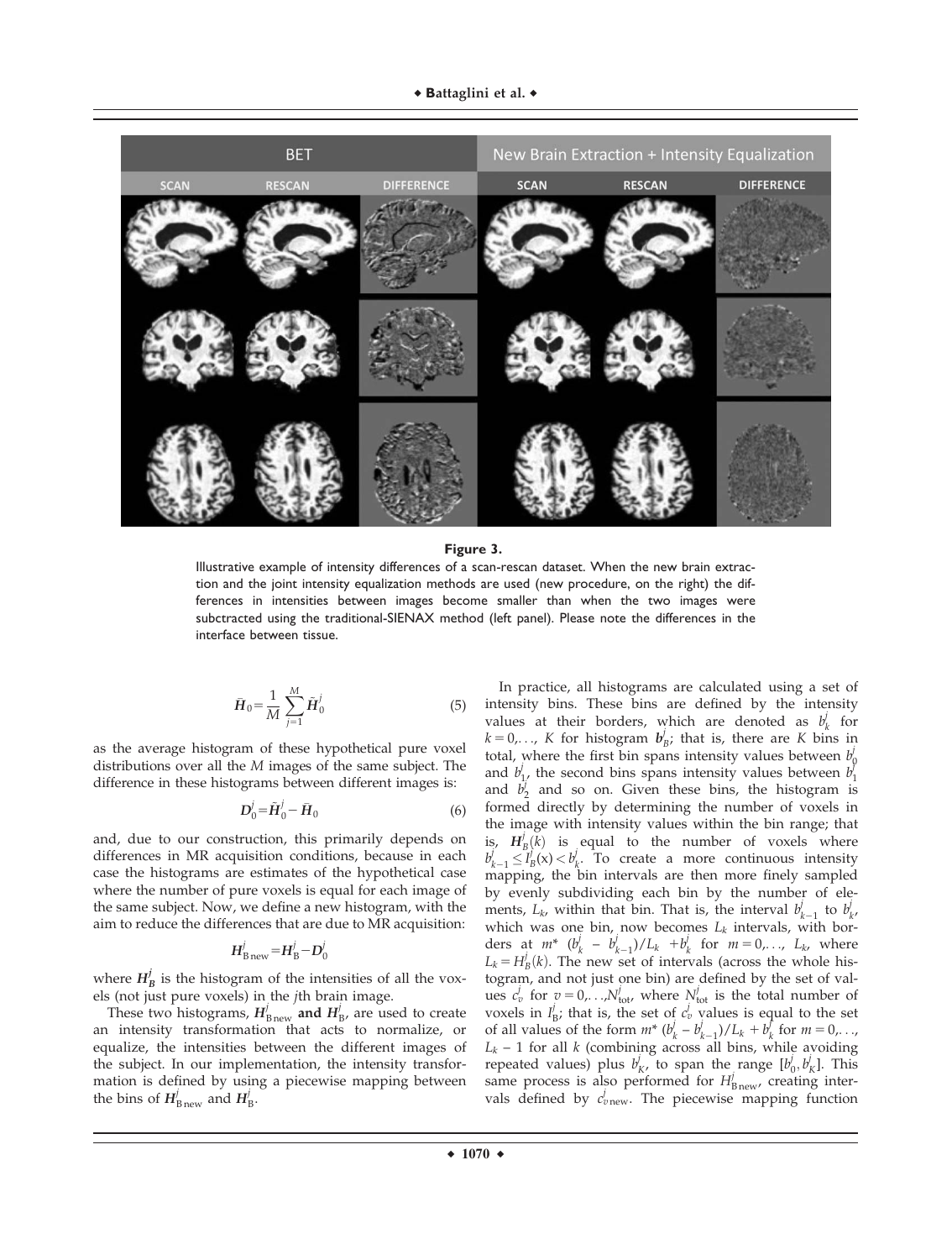**Figure 3.**

Illustrative example of intensity differences of a scan-rescan dataset. When the new brain extraction and the joint intensity equalization methods are used (new procedure, on the right) the differences in intensities between images become smaller than when the two images were subctracted using the traditional-SIENAX method (left panel). Please note the differences in the interface between tissue.

$$\bar{H}_0 = \frac{1}{M}\sum_{j=1}^{M}\tilde{H}_0^j \quad (5)$$

as the average histogram of these hypothetical pure voxel distributions over all the $M$ images of the same subject. The difference in these histograms between different images is:

$$D_0^j = \tilde{H}_0^j - \bar{H}_0 \quad (6)$$

and, due to our construction, this primarily depends on differences in MR acquisition conditions, because in each case the histograms are estimates of the hypothetical case where the number of pure voxels is equal for each image of the same subject. Now, we define a new histogram, with the aim to reduce the differences that are due to MR acquisition:

$$H_{\mathrm{B\,new}}^j = H_{\mathrm{B}}^j - D_0^j$$

where $H_B^j$ is the histogram of the intensities of all the voxels (not just pure voxels) in the $j$th brain image.

These two histograms, $H_{\mathrm{B\,new}}^j$ **and** $H_{\mathrm{B}}^j$, are used to create an intensity transformation that acts to normalize, or equalize, the intensities between the different images of the subject. In our implementation, the intensity transformation is defined by using a piecewise mapping between the bins of $H_{\mathrm{B\,new}}^j$ and $H_{\mathrm{B}}^j$.

In practice, all histograms are calculated using a set of intensity bins. These bins are defined by the intensity values at their borders, which are denoted as $b_k^j$ for $k = 0,\ldots, K$ for histogram $b_B^j$; that is, there are $K$ bins in total, where the first bin spans intensity values between $b_0^j$ and $b_1^j$, the second bins spans intensity values between $b_1^j$ and $b_2^j$ and so on. Given these bins, the histogram is formed directly by determining the number of voxels in the image with intensity values within the bin range; that is, $H_B^j(k)$ is equal to the number of voxels where $b_{k-1}^j \leq I_B^j(\mathrm{x}) < b_k^j$. To create a more continuous intensity mapping, the bin intervals are then more finely sampled by evenly subdividing each bin by the number of elements, $L_k$, within that bin. That is, the interval $b_{k-1}^j$ to $b_k^j$, which was one bin, now becomes $L_k$ intervals, with borders at $m^* \ (b_k^j - b_{k-1}^j)/L_k + b_k^j$ for $m = 0,\ldots, L_k$, where $L_k = H_B^j(k)$. The new set of intervals (across the whole histogram, and not just one bin) are defined by the set of values $c_v^j$ for $v = 0,\ldots,N_{\mathrm{tot}}^j$, where $N_{\mathrm{tot}}^j$ is the total number of voxels in $I_B^j$; that is, the set of $c_v^j$ values is equal to the set of all values of the form $m^* \ (b_k^j - b_{k-1}^j)/L_k + b_k^j$ for $m = 0,\ldots, L_k - 1$ for all $k$ (combining across all bins, while avoiding repeated values) plus $b_K^j$, to span the range $[b_0^j, b_K^j]$. This same process is also performed for $H_{\mathrm{B\,new}}^j$, creating intervals defined by $c_{v\,\mathrm{new}}^j$. The piecewise mapping function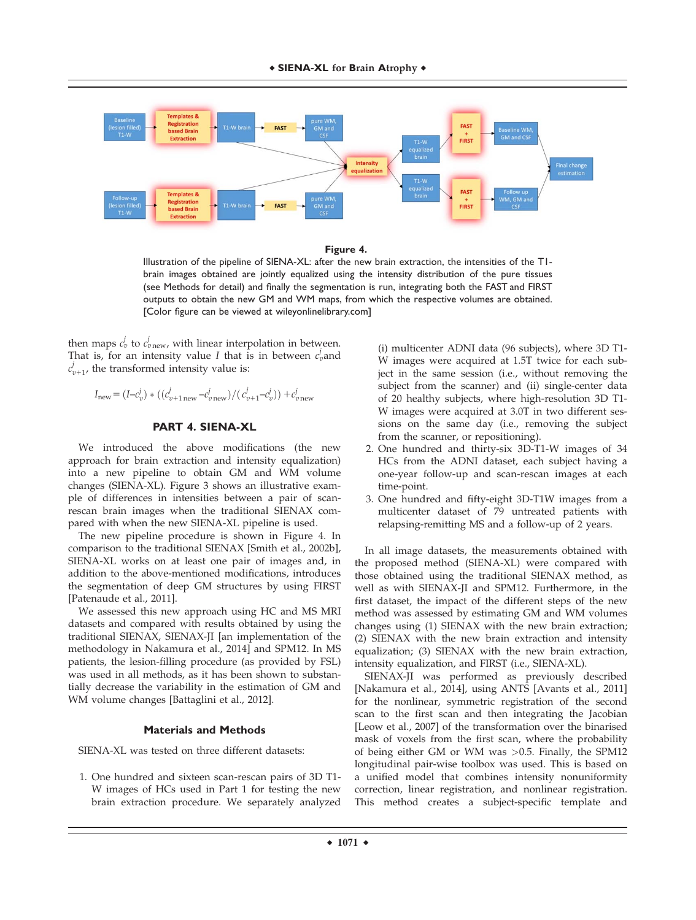**Figure 4.**

Illustration of the pipeline of SIENA-XL: after the new brain extraction, the intensities of the T1-brain images obtained are jointly equalized using the intensity distribution of the pure tissues (see Methods for detail) and finally the segmentation is run, integrating both the FAST and FIRST outputs to obtain the new GM and WM maps, from which the respective volumes are obtained. [Color figure can be viewed at wileyonlinelibrary.com]

then maps $c_v^j$ to $c_{v\,\mathrm{new}}^j$, with linear interpolation in between. That is, for an intensity value $I$ that is in between $c_v^j$and $c_{v+1}^j$, the transformed intensity value is:

$$I_{\mathrm{new}} = (I - c_v^j) * ((c_{v+1\,\mathrm{new}}^j - c_{v\,\mathrm{new}}^j)/(c_{v+1}^j - c_v^j)) + c_{v\,\mathrm{new}}^j$$

## PART 4. SIENA-XL

We introduced the above modifications (the new approach for brain extraction and intensity equalization) into a new pipeline to obtain GM and WM volume changes (SIENA-XL). Figure 3 shows an illustrative example of differences in intensities between a pair of scan-rescan brain images when the traditional SIENAX compared with when the new SIENA-XL pipeline is used.

The new pipeline procedure is shown in Figure 4. In comparison to the traditional SIENAX [Smith et al., 2002b], SIENA-XL works on at least one pair of images and, in addition to the above-mentioned modifications, introduces the segmentation of deep GM structures by using FIRST [Patenaude et al., 2011].

We assessed this new approach using HC and MS MRI datasets and compared with results obtained by using the traditional SIENAX, SIENAX-JI [an implementation of the methodology in Nakamura et al., 2014] and SPM12. In MS patients, the lesion-filling procedure (as provided by FSL) was used in all methods, as it has been shown to substantially decrease the variability in the estimation of GM and WM volume changes [Battaglini et al., 2012].

### Materials and Methods

SIENA-XL was tested on three different datasets:

1. One hundred and sixteen scan-rescan pairs of 3D T1-W images of HCs used in Part 1 for testing the new brain extraction procedure. We separately analyzed (i) multicenter ADNI data (96 subjects), where 3D T1-W images were acquired at 1.5T twice for each subject in the same session (i.e., without removing the subject from the scanner) and (ii) single-center data of 20 healthy subjects, where high-resolution 3D T1-W images were acquired at 3.0T in two different sessions on the same day (i.e., removing the subject from the scanner, or repositioning).
2. One hundred and thirty-six 3D-T1-W images of 34 HCs from the ADNI dataset, each subject having a one-year follow-up and scan-rescan images at each time-point.
3. One hundred and fifty-eight 3D-T1W images from a multicenter dataset of 79 untreated patients with relapsing-remitting MS and a follow-up of 2 years.

In all image datasets, the measurements obtained with the proposed method (SIENA-XL) were compared with those obtained using the traditional SIENAX method, as well as with SIENAX-JI and SPM12. Furthermore, in the first dataset, the impact of the different steps of the new method was assessed by estimating GM and WM volumes changes using (1) SIENAX with the new brain extraction; (2) SIENAX with the new brain extraction and intensity equalization; (3) SIENAX with the new brain extraction, intensity equalization, and FIRST (i.e., SIENA-XL).

SIENAX-JI was performed as previously described [Nakamura et al., 2014], using ANTS [Avants et al., 2011] for the nonlinear, symmetric registration of the second scan to the first scan and then integrating the Jacobian [Leow et al., 2007] of the transformation over the binarised mask of voxels from the first scan, where the probability of being either GM or WM was >0.5. Finally, the SPM12 longitudinal pair-wise toolbox was used. This is based on a unified model that combines intensity nonuniformity correction, linear registration, and nonlinear registration. This method creates a subject-specific template and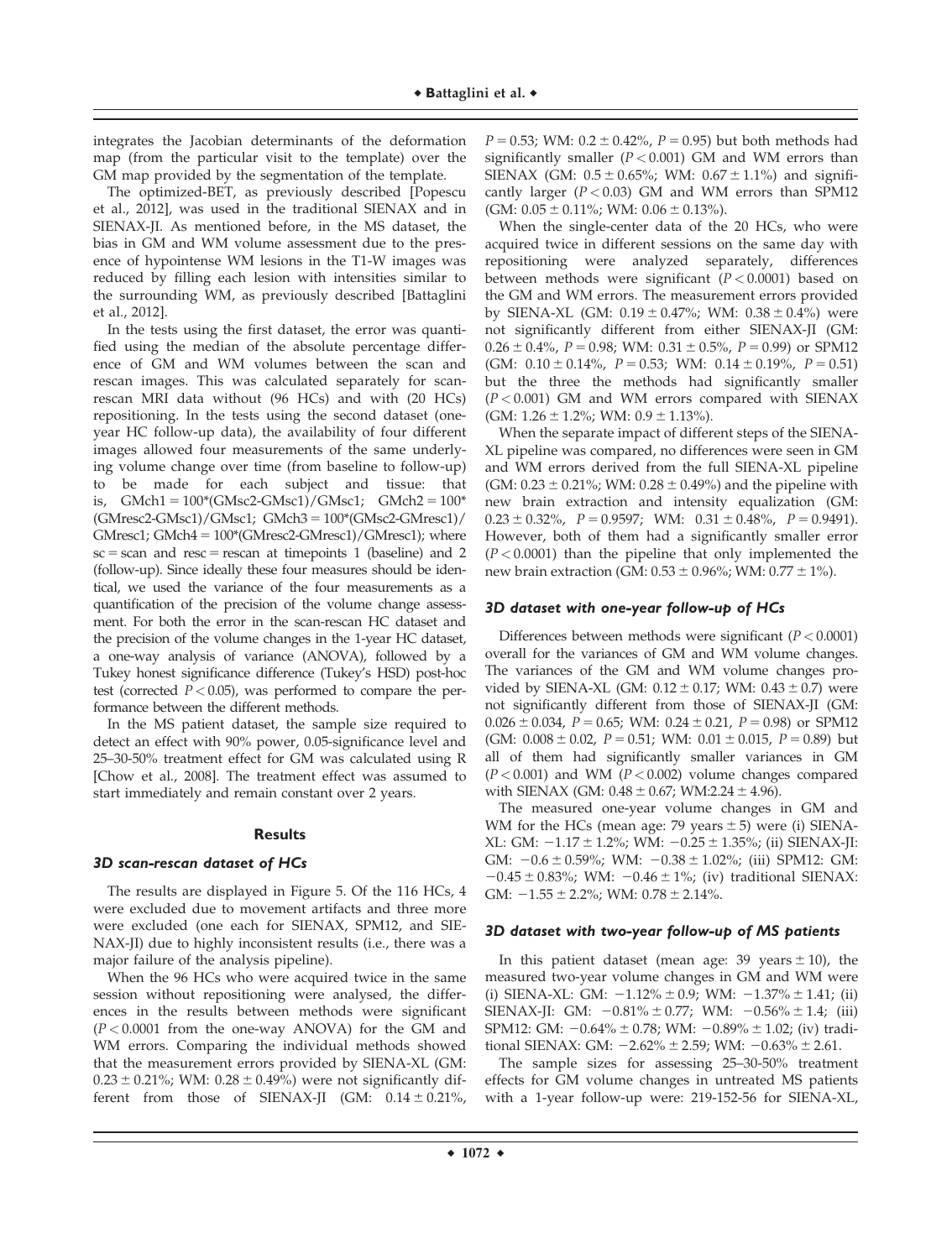integrates the Jacobian determinants of the deformation map (from the particular visit to the template) over the GM map provided by the segmentation of the template.

The optimized-BET, as previously described [Popescu et al., 2012], was used in the traditional SIENAX and in SIENAX-JI. As mentioned before, in the MS dataset, the bias in GM and WM volume assessment due to the presence of hypointense WM lesions in the T1-W images was reduced by filling each lesion with intensities similar to the surrounding WM, as previously described [Battaglini et al., 2012].

In the tests using the first dataset, the error was quantified using the median of the absolute percentage difference of GM and WM volumes between the scan and rescan images. This was calculated separately for scan-rescan MRI data without (96 HCs) and with (20 HCs) repositioning. In the tests using the second dataset (one-year HC follow-up data), the availability of four different images allowed four measurements of the same underlying volume change over time (from baseline to follow-up) to be made for each subject and tissue: that is, GMch1 = 100*(GMsc2-GMsc1)/GMsc1; GMch2 = 100*(GMresc2-GMsc1)/GMsc1; GMch3 = 100*(GMsc2-GMresc1)/GMresc1; GMch4 = 100*(GMresc2-GMresc1)/GMresc1); where sc = scan and resc = rescan at timepoints 1 (baseline) and 2 (follow-up). Since ideally these four measures should be identical, we used the variance of the four measurements as a quantification of the precision of the volume change assessment. For both the error in the scan-rescan HC dataset and the precision of the volume changes in the 1-year HC dataset, a one-way analysis of variance (ANOVA), followed by a Tukey honest significance difference (Tukey's HSD) post-hoc test (corrected $P < 0.05$), was performed to compare the performance between the different methods.

In the MS patient dataset, the sample size required to detect an effect with 90% power, 0.05-significance level and 25–30–50% treatment effect for GM was calculated using R [Chow et al., 2008]. The treatment effect was assumed to start immediately and remain constant over 2 years.

## Results

### 3D scan-rescan dataset of HCs

The results are displayed in Figure 5. Of the 116 HCs, 4 were excluded due to movement artifacts and three more were excluded (one each for SIENAX, SPM12, and SIENAX-JI) due to highly inconsistent results (i.e., there was a major failure of the analysis pipeline).

When the 96 HCs who were acquired twice in the same session without repositioning were analysed, the differences in the results between methods were significant ($P < 0.0001$ from the one-way ANOVA) for the GM and WM errors. Comparing the individual methods showed that the measurement errors provided by SIENA-XL (GM: 0.23 ± 0.21%; WM: 0.28 ± 0.49%) were not significantly different from those of SIENAX-JI (GM: 0.14 ± 0.21%, $P = 0.53$; WM: 0.2 ± 0.42%, $P = 0.95$) but both methods had significantly smaller ($P < 0.001$) GM and WM errors than SIENAX (GM: 0.5 ± 0.65%; WM: 0.67 ± 1.1%) and significantly larger ($P < 0.03$) GM and WM errors than SPM12 (GM: 0.05 ± 0.11%; WM: 0.06 ± 0.13%).

When the single-center data of the 20 HCs, who were acquired twice in different sessions on the same day with repositioning were analyzed separately, differences between methods were significant ($P < 0.0001$) based on the GM and WM errors. The measurement errors provided by SIENA-XL (GM: 0.19 ± 0.47%; WM: 0.38 ± 0.4%) were not significantly different from either SIENAX-JI (GM: 0.26 ± 0.4%, $P = 0.98$; WM: 0.31 ± 0.5%, $P = 0.99$) or SPM12 (GM: 0.10 ± 0.14%, $P = 0.53$; WM: 0.14 ± 0.19%, $P = 0.51$) but the three the methods had significantly smaller ($P < 0.001$) GM and WM errors compared with SIENAX (GM: 1.26 ± 1.2%; WM: 0.9 ± 1.13%).

When the separate impact of different steps of the SIENA-XL pipeline was compared, no differences were seen in GM and WM errors derived from the full SIENA-XL pipeline (GM: 0.23 ± 0.21%; WM: 0.28 ± 0.49%) and the pipeline with new brain extraction and intensity equalization (GM: 0.23 ± 0.32%, $P = 0.9597$; WM: 0.31 ± 0.48%, $P = 0.9491$). However, both of them had a significantly smaller error ($P < 0.0001$) than the pipeline that only implemented the new brain extraction (GM: 0.53 ± 0.96%; WM: 0.77 ± 1%).

### 3D dataset with one-year follow-up of HCs

Differences between methods were significant ($P < 0.0001$) overall for the variances of GM and WM volume changes. The variances of the GM and WM volume changes provided by SIENA-XL (GM: 0.12 ± 0.17; WM: 0.43 ± 0.7) were not significantly different from those of SIENAX-JI (GM: 0.026 ± 0.034, $P = 0.65$; WM: 0.24 ± 0.21, $P = 0.98$) or SPM12 (GM: 0.008 ± 0.02, $P = 0.51$; WM: 0.01 ± 0.015, $P = 0.89$) but all of them had significantly smaller variances in GM ($P < 0.001$) and WM ($P < 0.002$) volume changes compared with SIENAX (GM: 0.48 ± 0.67; WM:2.24 ± 4.96).

The measured one-year volume changes in GM and WM for the HCs (mean age: 79 years ± 5) were (i) SIENA-XL: GM: −1.17 ± 1.2%; WM: −0.25 ± 1.35%; (ii) SIENAX-JI: GM: −0.6 ± 0.59%; WM: −0.38 ± 1.02%; (iii) SPM12: GM: −0.45 ± 0.83%; WM: −0.46 ± 1%; (iv) traditional SIENAX: GM: −1.55 ± 2.2%; WM: 0.78 ± 2.14%.

### 3D dataset with two-year follow-up of MS patients

In this patient dataset (mean age: 39 years ± 10), the measured two-year volume changes in GM and WM were (i) SIENA-XL: GM: −1.12% ± 0.9; WM: −1.37% ± 1.41; (ii) SIENAX-JI: GM: −0.81% ± 0.77; WM: −0.56% ± 1.4; (iii) SPM12: GM: −0.64% ± 0.78; WM: −0.89% ± 1.02; (iv) traditional SIENAX: GM: −2.62% ± 2.59; WM: −0.63% ± 2.61.

The sample sizes for assessing 25–30-50% treatment effects for GM volume changes in untreated MS patients with a 1-year follow-up were: 219-152-56 for SIENA-XL,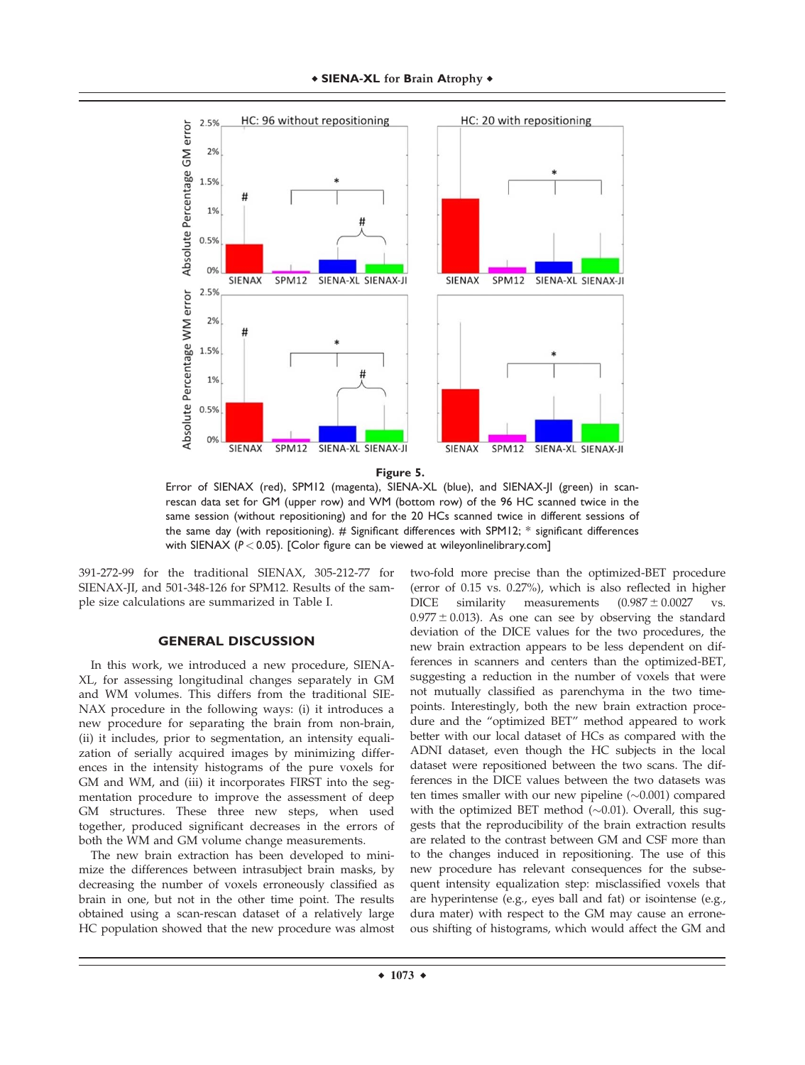**Figure 5.**

Error of SIENAX (red), SPM12 (magenta), SIENA-XL (blue), and SIENAX-JI (green) in scan-rescan data set for GM (upper row) and WM (bottom row) of the 96 HC scanned twice in the same session (without repositioning) and for the 20 HCs scanned twice in different sessions of the same day (with repositioning). # Significant differences with SPM12; * significant differences with SIENAX ($P < 0.05$). [Color figure can be viewed at wileyonlinelibrary.com]

391-272-99 for the traditional SIENAX, 305-212-77 for SIENAX-JI, and 501-348-126 for SPM12. Results of the sample size calculations are summarized in Table I.

## GENERAL DISCUSSION

In this work, we introduced a new procedure, SIENA-XL, for assessing longitudinal changes separately in GM and WM volumes. This differs from the traditional SIENAX procedure in the following ways: (i) it introduces a new procedure for separating the brain from non-brain, (ii) it includes, prior to segmentation, an intensity equalization of serially acquired images by minimizing differences in the intensity histograms of the pure voxels for GM and WM, and (iii) it incorporates FIRST into the segmentation procedure to improve the assessment of deep GM structures. These three new steps, when used together, produced significant decreases in the errors of both the WM and GM volume change measurements.

The new brain extraction has been developed to minimize the differences between intrasubject brain masks, by decreasing the number of voxels erroneously classified as brain in one, but not in the other time point. The results obtained using a scan-rescan dataset of a relatively large HC population showed that the new procedure was almost two-fold more precise than the optimized-BET procedure (error of 0.15 vs. 0.27%), which is also reflected in higher DICE similarity measurements ($0.987 \pm 0.0027$ vs. $0.977 \pm 0.013$). As one can see by observing the standard deviation of the DICE values for the two procedures, the new brain extraction appears to be less dependent on differences in scanners and centers than the optimized-BET, suggesting a reduction in the number of voxels that were not mutually classified as parenchyma in the two time-points. Interestingly, both the new brain extraction procedure and the "optimized BET" method appeared to work better with our local dataset of HCs as compared with the ADNI dataset, even though the HC subjects in the local dataset were repositioned between the two scans. The differences in the DICE values between the two datasets was ten times smaller with our new pipeline (~0.001) compared with the optimized BET method (~0.01). Overall, this suggests that the reproducibility of the brain extraction results are related to the contrast between GM and CSF more than to the changes induced in repositioning. The use of this new procedure has relevant consequences for the subsequent intensity equalization step: misclassified voxels that are hyperintense (e.g., eyes ball and fat) or isointense (e.g., dura mater) with respect to the GM may cause an erroneous shifting of histograms, which would affect the GM and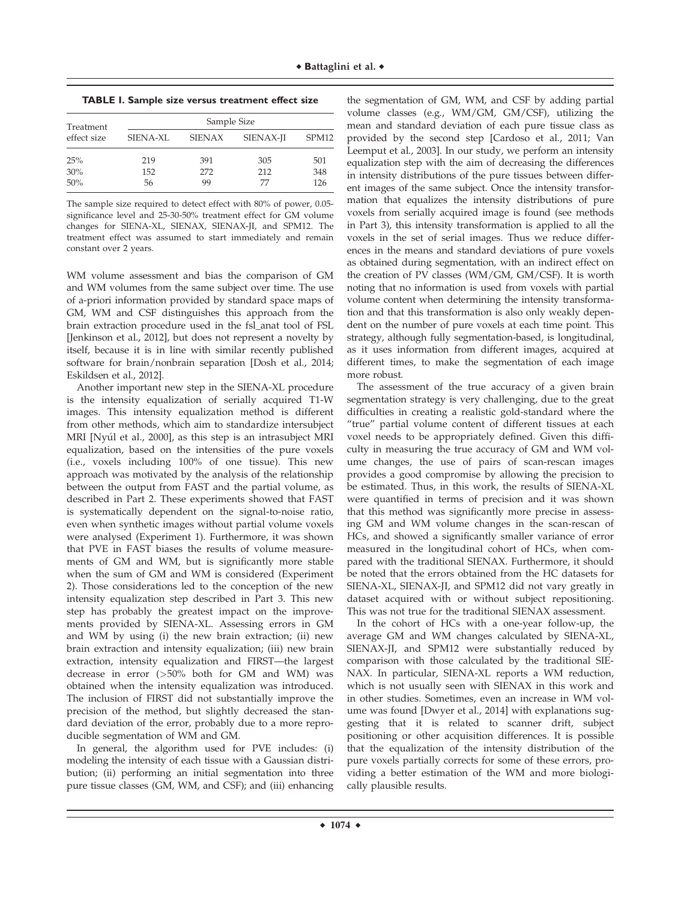**TABLE I. Sample size versus treatment effect size**

| Treatment effect size | Sample Size | | | |
|---|---|---|---|---|
| | SIENA-XL | SIENAX | SIENAX-JI | SPM12 |
| 25% | 219 | 391 | 305 | 501 |
| 30% | 152 | 272 | 212 | 348 |
| 50% | 56 | 99 | 77 | 126 |

The sample size required to detect effect with 80% of power, 0.05-significance level and 25-30-50% treatment effect for GM volume changes for SIENA-XL, SIENAX, SIENAX-JI, and SPM12. The treatment effect was assumed to start immediately and remain constant over 2 years.

WM volume assessment and bias the comparison of GM and WM volumes from the same subject over time. The use of a-priori information provided by standard space maps of GM, WM and CSF distinguishes this approach from the brain extraction procedure used in the fsl_anat tool of FSL [Jenkinson et al., 2012], but does not represent a novelty by itself, because it is in line with similar recently published software for brain/nonbrain separation [Dosh et al., 2014; Eskildsen et al., 2012].

Another important new step in the SIENA-XL procedure is the intensity equalization of serially acquired T1-W images. This intensity equalization method is different from other methods, which aim to standardize intersubject MRI [Nyúl et al., 2000], as this step is an intrasubject MRI equalization, based on the intensities of the pure voxels (i.e., voxels including 100% of one tissue). This new approach was motivated by the analysis of the relationship between the output from FAST and the partial volume, as described in Part 2. These experiments showed that FAST is systematically dependent on the signal-to-noise ratio, even when synthetic images without partial volume voxels were analysed (Experiment 1). Furthermore, it was shown that PVE in FAST biases the results of volume measurements of GM and WM, but is significantly more stable when the sum of GM and WM is considered (Experiment 2). Those considerations led to the conception of the new intensity equalization step described in Part 3. This new step has probably the greatest impact on the improvements provided by SIENA-XL. Assessing errors in GM and WM by using (i) the new brain extraction; (ii) new brain extraction and intensity equalization; (iii) new brain extraction, intensity equalization and FIRST—the largest decrease in error (>50% both for GM and WM) was obtained when the intensity equalization was introduced. The inclusion of FIRST did not substantially improve the precision of the method, but slightly decreased the standard deviation of the error, probably due to a more reproducible segmentation of WM and GM.

In general, the algorithm used for PVE includes: (i) modeling the intensity of each tissue with a Gaussian distribution; (ii) performing an initial segmentation into three pure tissue classes (GM, WM, and CSF); and (iii) enhancing the segmentation of GM, WM, and CSF by adding partial volume classes (e.g., WM/GM, GM/CSF), utilizing the mean and standard deviation of each pure tissue class as provided by the second step [Cardoso et al., 2011; Van Leemput et al., 2003]. In our study, we perform an intensity equalization step with the aim of decreasing the differences in intensity distributions of the pure tissues between different images of the same subject. Once the intensity transformation that equalizes the intensity distributions of pure voxels from serially acquired image is found (see methods in Part 3), this intensity transformation is applied to all the voxels in the set of serial images. Thus we reduce differences in the means and standard deviations of pure voxels as obtained during segmentation, with an indirect effect on the creation of PV classes (WM/GM, GM/CSF). It is worth noting that no information is used from voxels with partial volume content when determining the intensity transformation and that this transformation is also only weakly dependent on the number of pure voxels at each time point. This strategy, although fully segmentation-based, is longitudinal, as it uses information from different images, acquired at different times, to make the segmentation of each image more robust.

The assessment of the true accuracy of a given brain segmentation strategy is very challenging, due to the great difficulties in creating a realistic gold-standard where the "true" partial volume content of different tissues at each voxel needs to be appropriately defined. Given this difficulty in measuring the true accuracy of GM and WM volume changes, the use of pairs of scan-rescan images provides a good compromise by allowing the precision to be estimated. Thus, in this work, the results of SIENA-XL were quantified in terms of precision and it was shown that this method was significantly more precise in assessing GM and WM volume changes in the scan-rescan of HCs, and showed a significantly smaller variance of error measured in the longitudinal cohort of HCs, when compared with the traditional SIENAX. Furthermore, it should be noted that the errors obtained from the HC datasets for SIENA-XL, SIENAX-JI, and SPM12 did not vary greatly in dataset acquired with or without subject repositioning. This was not true for the traditional SIENAX assessment.

In the cohort of HCs with a one-year follow-up, the average GM and WM changes calculated by SIENA-XL, SIENAX-JI, and SPM12 were substantially reduced by comparison with those calculated by the traditional SIENAX. In particular, SIENA-XL reports a WM reduction, which is not usually seen with SIENAX in this work and in other studies. Sometimes, even an increase in WM volume was found [Dwyer et al., 2014] with explanations suggesting that it is related to scanner drift, subject positioning or other acquisition differences. It is possible that the equalization of the intensity distribution of the pure voxels partially corrects for some of these errors, providing a better estimation of the WM and more biologically plausible results.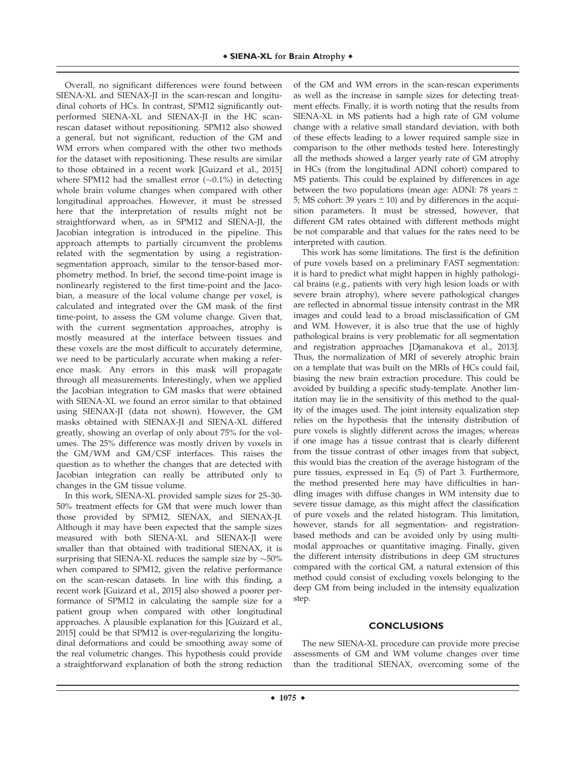Overall, no significant differences were found between SIENA-XL and SIENAX-JI in the scan-rescan and longitudinal cohorts of HCs. In contrast, SPM12 significantly outperformed SIENA-XL and SIENAX-JI in the HC scan-rescan dataset without repositioning. SPM12 also showed a general, but not significant, reduction of the GM and WM errors when compared with the other two methods for the dataset with repositioning. These results are similar to those obtained in a recent work [Guizard et al., 2015] where SPM12 had the smallest error (~0.1%) in detecting whole brain volume changes when compared with other longitudinal approaches. However, it must be stressed here that the interpretation of results might not be straightforward when, as in SPM12 and SIENA-JI, the Jacobian integration is introduced in the pipeline. This approach attempts to partially circumvent the problems related with the segmentation by using a registration-segmentation approach, similar to the tensor-based morphometry method. In brief, the second time-point image is nonlinearly registered to the first time-point and the Jacobian, a measure of the local volume change per voxel, is calculated and integrated over the GM mask of the first time-point, to assess the GM volume change. Given that, with the current segmentation approaches, atrophy is mostly measured at the interface between tissues and these voxels are the most difficult to accurately determine, we need to be particularly accurate when making a reference mask. Any errors in this mask will propagate through all measurements. Interestingly, when we applied the Jacobian integration to GM masks that were obtained with SIENA-XL we found an error similar to that obtained using SIENAX-JI (data not shown). However, the GM masks obtained with SIENAX-JI and SIENA-XL differed greatly, showing an overlap of only about 75% for the volumes. The 25% difference was mostly driven by voxels in the GM/WM and GM/CSF interfaces. This raises the question as to whether the changes that are detected with Jacobian integration can really be attributed only to changes in the GM tissue volume.

In this work, SIENA-XL provided sample sizes for 25–30-50% treatment effects for GM that were much lower than those provided by SPM12, SIENAX, and SIENAX-JI. Although it may have been expected that the sample sizes measured with both SIENA-XL and SIENAX-JI were smaller than that obtained with traditional SIENAX, it is surprising that SIENA-XL reduces the sample size by ~50% when compared to SPM12, given the relative performance on the scan-rescan datasets. In line with this finding, a recent work [Guizard et al., 2015] also showed a poorer performance of SPM12 in calculating the sample size for a patient group when compared with other longitudinal approaches. A plausible explanation for this [Guizard et al., 2015] could be that SPM12 is over-regularizing the longitudinal deformations and could be smoothing away some of the real volumetric changes. This hypothesis could provide a straightforward explanation of both the strong reduction of the GM and WM errors in the scan-rescan experiments as well as the increase in sample sizes for detecting treatment effects. Finally, it is worth noting that the results from SIENA-XL in MS patients had a high rate of GM volume change with a relative small standard deviation, with both of these effects leading to a lower required sample size in comparison to the other methods tested here. Interestingly all the methods showed a larger yearly rate of GM atrophy in HCs (from the longitudinal ADNI cohort) compared to MS patients. This could be explained by differences in age between the two populations (mean age: ADNI: 78 years $\pm$ 5; MS cohort: 39 years $\pm$ 10) and by differences in the acquisition parameters. It must be stressed, however, that different GM rates obtained with different methods might be not comparable and that values for the rates need to be interpreted with caution.

This work has some limitations. The first is the definition of pure voxels based on a preliminary FAST segmentation: it is hard to predict what might happen in highly pathological brains (e.g., patients with very high lesion loads or with severe brain atrophy), where severe pathological changes are reflected in abnormal tissue intensity contrast in the MR images and could lead to a broad misclassification of GM and WM. However, it is also true that the use of highly pathological brains is very problematic for all segmentation and registration approaches [Djamanakova et al., 2013]. Thus, the normalization of MRI of severely atrophic brain on a template that was built on the MRIs of HCs could fail, biasing the new brain extraction procedure. This could be avoided by building a specific study-template. Another limitation may lie in the sensitivity of this method to the quality of the images used. The joint intensity equalization step relies on the hypothesis that the intensity distribution of pure voxels is slightly different across the images; whereas if one image has a tissue contrast that is clearly different from the tissue contrast of other images from that subject, this would bias the creation of the average histogram of the pure tissues, expressed in Eq. (5) of Part 3. Furthermore, the method presented here may have difficulties in handling images with diffuse changes in WM intensity due to severe tissue damage, as this might affect the classification of pure voxels and the related histogram. This limitation, however, stands for all segmentation- and registration-based methods and can be avoided only by using multimodal approaches or quantitative imaging. Finally, given the different intensity distributions in deep GM structures compared with the cortical GM, a natural extension of this method could consist of excluding voxels belonging to the deep GM from being included in the intensity equalization step.

## CONCLUSIONS

The new SIENA-XL procedure can provide more precise assessments of GM and WM volume changes over time than the traditional SIENAX, overcoming some of the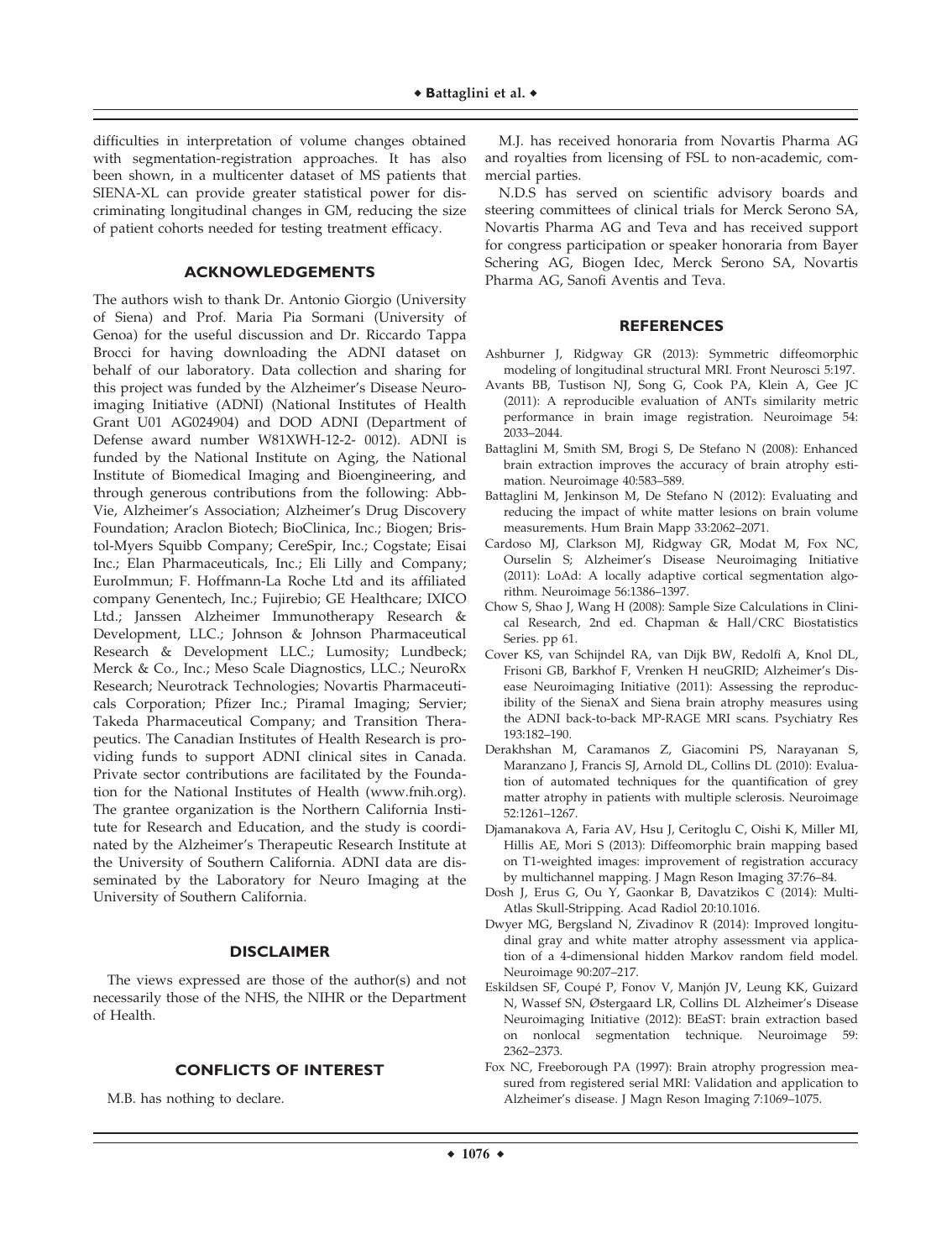difficulties in interpretation of volume changes obtained with segmentation-registration approaches. It has also been shown, in a multicenter dataset of MS patients that SIENA-XL can provide greater statistical power for discriminating longitudinal changes in GM, reducing the size of patient cohorts needed for testing treatment efficacy.

## ACKNOWLEDGEMENTS

The authors wish to thank Dr. Antonio Giorgio (University of Siena) and Prof. Maria Pia Sormani (University of Genoa) for the useful discussion and Dr. Riccardo Tappa Brocci for having downloading the ADNI dataset on behalf of our laboratory. Data collection and sharing for this project was funded by the Alzheimer's Disease Neuroimaging Initiative (ADNI) (National Institutes of Health Grant U01 AG024904) and DOD ADNI (Department of Defense award number W81XWH-12-2- 0012). ADNI is funded by the National Institute on Aging, the National Institute of Biomedical Imaging and Bioengineering, and through generous contributions from the following: AbbVie, Alzheimer's Association; Alzheimer's Drug Discovery Foundation; Araclon Biotech; BioClinica, Inc.; Biogen; Bristol-Myers Squibb Company; CereSpir, Inc.; Cogstate; Eisai Inc.; Elan Pharmaceuticals, Inc.; Eli Lilly and Company; EuroImmun; F. Hoffmann-La Roche Ltd and its affiliated company Genentech, Inc.; Fujirebio; GE Healthcare; IXICO Ltd.; Janssen Alzheimer Immunotherapy Research & Development, LLC.; Johnson & Johnson Pharmaceutical Research & Development LLC.; Lumosity; Lundbeck; Merck & Co., Inc.; Meso Scale Diagnostics, LLC.; NeuroRx Research; Neurotrack Technologies; Novartis Pharmaceuticals Corporation; Pfizer Inc.; Piramal Imaging; Servier; Takeda Pharmaceutical Company; and Transition Therapeutics. The Canadian Institutes of Health Research is providing funds to support ADNI clinical sites in Canada. Private sector contributions are facilitated by the Foundation for the National Institutes of Health (www.fnih.org). The grantee organization is the Northern California Institute for Research and Education, and the study is coordinated by the Alzheimer's Therapeutic Research Institute at the University of Southern California. ADNI data are disseminated by the Laboratory for Neuro Imaging at the University of Southern California.

## DISCLAIMER

The views expressed are those of the author(s) and not necessarily those of the NHS, the NIHR or the Department of Health.

## CONFLICTS OF INTEREST

M.B. has nothing to declare.

M.J. has received honoraria from Novartis Pharma AG and royalties from licensing of FSL to non-academic, commercial parties.

N.D.S has served on scientific advisory boards and steering committees of clinical trials for Merck Serono SA, Novartis Pharma AG and Teva and has received support for congress participation or speaker honoraria from Bayer Schering AG, Biogen Idec, Merck Serono SA, Novartis Pharma AG, Sanofi Aventis and Teva.

## REFERENCES

Ashburner J, Ridgway GR (2013): Symmetric diffeomorphic modeling of longitudinal structural MRI. Front Neurosci 5:197.

Avants BB, Tustison NJ, Song G, Cook PA, Klein A, Gee JC (2011): A reproducible evaluation of ANTs similarity metric performance in brain image registration. Neuroimage 54: 2033–2044.

Battaglini M, Smith SM, Brogi S, De Stefano N (2008): Enhanced brain extraction improves the accuracy of brain atrophy estimation. Neuroimage 40:583–589.

Battaglini M, Jenkinson M, De Stefano N (2012): Evaluating and reducing the impact of white matter lesions on brain volume measurements. Hum Brain Mapp 33:2062–2071.

Cardoso MJ, Clarkson MJ, Ridgway GR, Modat M, Fox NC, Ourselin S; Alzheimer's Disease Neuroimaging Initiative (2011): LoAd: A locally adaptive cortical segmentation algorithm. Neuroimage 56:1386–1397.

Chow S, Shao J, Wang H (2008): Sample Size Calculations in Clinical Research, 2nd ed. Chapman & Hall/CRC Biostatistics Series. pp 61.

Cover KS, van Schijndel RA, van Dijk BW, Redolfi A, Knol DL, Frisoni GB, Barkhof F, Vrenken H neuGRID; Alzheimer's Disease Neuroimaging Initiative (2011): Assessing the reproducibility of the SienaX and Siena brain atrophy measures using the ADNI back-to-back MP-RAGE MRI scans. Psychiatry Res 193:182–190.

Derakhshan M, Caramanos Z, Giacomini PS, Narayanan S, Maranzano J, Francis SJ, Arnold DL, Collins DL (2010): Evaluation of automated techniques for the quantification of grey matter atrophy in patients with multiple sclerosis. Neuroimage 52:1261–1267.

Djamanakova A, Faria AV, Hsu J, Ceritoglu C, Oishi K, Miller MI, Hillis AE, Mori S (2013): Diffeomorphic brain mapping based on T1-weighted images: improvement of registration accuracy by multichannel mapping. J Magn Reson Imaging 37:76–84.

Dosh J, Erus G, Ou Y, Gaonkar B, Davatzikos C (2014): Multi-Atlas Skull-Stripping. Acad Radiol 20:10.1016.

Dwyer MG, Bergsland N, Zivadinov R (2014): Improved longitudinal gray and white matter atrophy assessment via application of a 4-dimensional hidden Markov random field model. Neuroimage 90:207–217.

Eskildsen SF, Coupé P, Fonov V, Manjón JV, Leung KK, Guizard N, Wassef SN, Østergaard LR, Collins DL Alzheimer's Disease Neuroimaging Initiative (2012): BEaST: brain extraction based on nonlocal segmentation technique. Neuroimage 59: 2362–2373.

Fox NC, Freeborough PA (1997): Brain atrophy progression measured from registered serial MRI: Validation and application to Alzheimer's disease. J Magn Reson Imaging 7:1069–1075.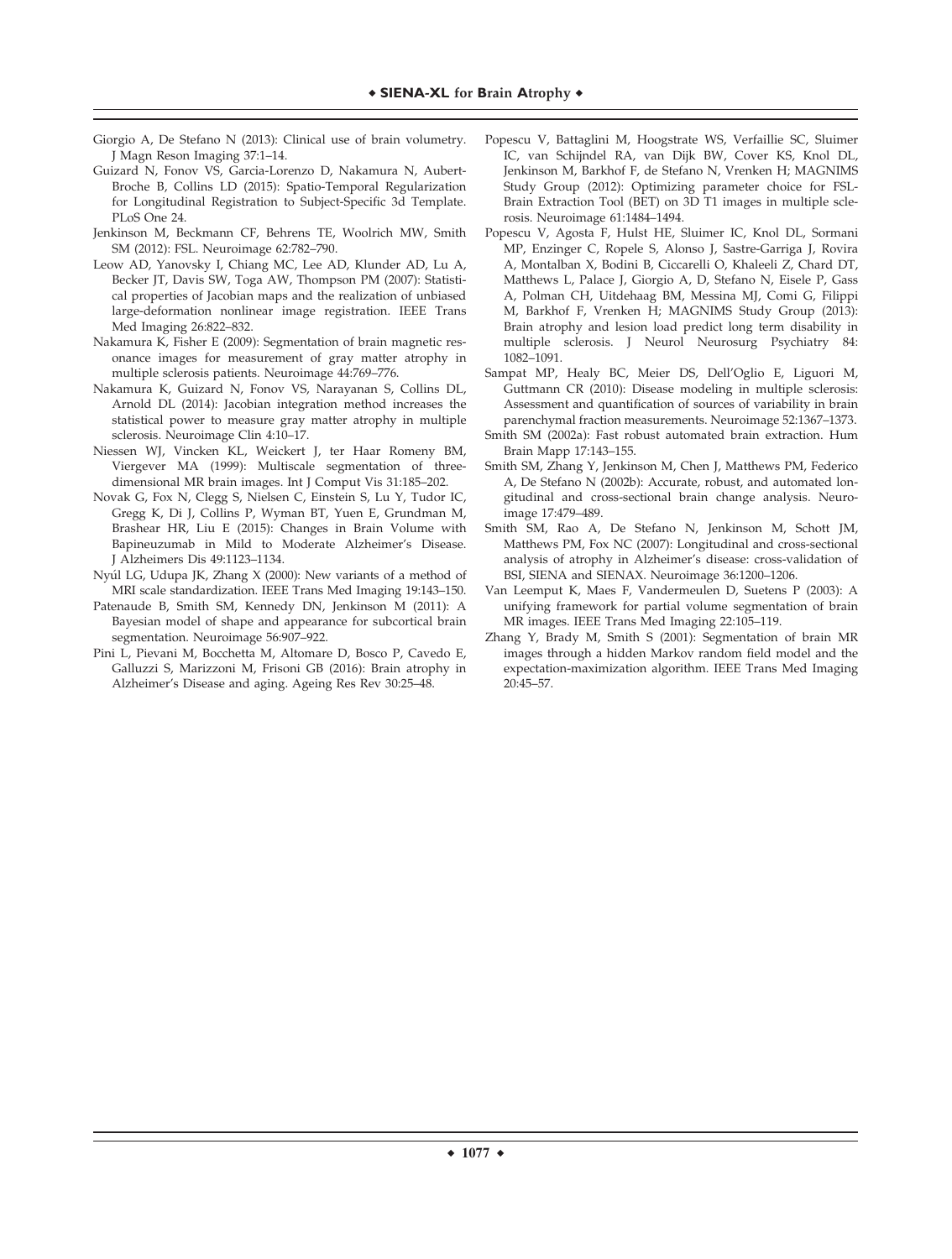Giorgio A, De Stefano N (2013): Clinical use of brain volumetry. J Magn Reson Imaging 37:1–14.

Guizard N, Fonov VS, Garcia-Lorenzo D, Nakamura N, Aubert-Broche B, Collins LD (2015): Spatio-Temporal Regularization for Longitudinal Registration to Subject-Specific 3d Template. PLoS One 24.

Jenkinson M, Beckmann CF, Behrens TE, Woolrich MW, Smith SM (2012): FSL. Neuroimage 62:782–790.

Leow AD, Yanovsky I, Chiang MC, Lee AD, Klunder AD, Lu A, Becker JT, Davis SW, Toga AW, Thompson PM (2007): Statistical properties of Jacobian maps and the realization of unbiased large-deformation nonlinear image registration. IEEE Trans Med Imaging 26:822–832.

Nakamura K, Fisher E (2009): Segmentation of brain magnetic resonance images for measurement of gray matter atrophy in multiple sclerosis patients. Neuroimage 44:769–776.

Nakamura K, Guizard N, Fonov VS, Narayanan S, Collins DL, Arnold DL (2014): Jacobian integration method increases the statistical power to measure gray matter atrophy in multiple sclerosis. Neuroimage Clin 4:10–17.

Niessen WJ, Vincken KL, Weickert J, ter Haar Romeny BM, Viergever MA (1999): Multiscale segmentation of three-dimensional MR brain images. Int J Comput Vis 31:185–202.

Novak G, Fox N, Clegg S, Nielsen C, Einstein S, Lu Y, Tudor IC, Gregg K, Di J, Collins P, Wyman BT, Yuen E, Grundman M, Brashear HR, Liu E (2015): Changes in Brain Volume with Bapineuzumab in Mild to Moderate Alzheimer's Disease. J Alzheimers Dis 49:1123–1134.

Nyúl LG, Udupa JK, Zhang X (2000): New variants of a method of MRI scale standardization. IEEE Trans Med Imaging 19:143–150.

Patenaude B, Smith SM, Kennedy DN, Jenkinson M (2011): A Bayesian model of shape and appearance for subcortical brain segmentation. Neuroimage 56:907–922.

Pini L, Pievani M, Bocchetta M, Altomare D, Bosco P, Cavedo E, Galluzzi S, Marizzoni M, Frisoni GB (2016): Brain atrophy in Alzheimer's Disease and aging. Ageing Res Rev 30:25–48.

Popescu V, Battaglini M, Hoogstrate WS, Verfaillie SC, Sluimer IC, van Schijndel RA, van Dijk BW, Cover KS, Knol DL, Jenkinson M, Barkhof F, de Stefano N, Vrenken H; MAGNIMS Study Group (2012): Optimizing parameter choice for FSL-Brain Extraction Tool (BET) on 3D T1 images in multiple sclerosis. Neuroimage 61:1484–1494.

Popescu V, Agosta F, Hulst HE, Sluimer IC, Knol DL, Sormani MP, Enzinger C, Ropele S, Alonso J, Sastre-Garriga J, Rovira A, Montalban X, Bodini B, Ciccarelli O, Khaleeli Z, Chard DT, Matthews L, Palace J, Giorgio A, D, Stefano N, Eisele P, Gass A, Polman CH, Uitdehaag BM, Messina MJ, Comi G, Filippi M, Barkhof F, Vrenken H; MAGNIMS Study Group (2013): Brain atrophy and lesion load predict long term disability in multiple sclerosis. J Neurol Neurosurg Psychiatry 84: 1082–1091.

Sampat MP, Healy BC, Meier DS, Dell'Oglio E, Liguori M, Guttmann CR (2010): Disease modeling in multiple sclerosis: Assessment and quantification of sources of variability in brain parenchymal fraction measurements. Neuroimage 52:1367–1373.

Smith SM (2002a): Fast robust automated brain extraction. Hum Brain Mapp 17:143–155.

Smith SM, Zhang Y, Jenkinson M, Chen J, Matthews PM, Federico A, De Stefano N (2002b): Accurate, robust, and automated longitudinal and cross-sectional brain change analysis. Neuroimage 17:479–489.

Smith SM, Rao A, De Stefano N, Jenkinson M, Schott JM, Matthews PM, Fox NC (2007): Longitudinal and cross-sectional analysis of atrophy in Alzheimer's disease: cross-validation of BSI, SIENA and SIENAX. Neuroimage 36:1200–1206.

Van Leemput K, Maes F, Vandermeulen D, Suetens P (2003): A unifying framework for partial volume segmentation of brain MR images. IEEE Trans Med Imaging 22:105–119.

Zhang Y, Brady M, Smith S (2001): Segmentation of brain MR images through a hidden Markov random field model and the expectation-maximization algorithm. IEEE Trans Med Imaging 20:45–57.